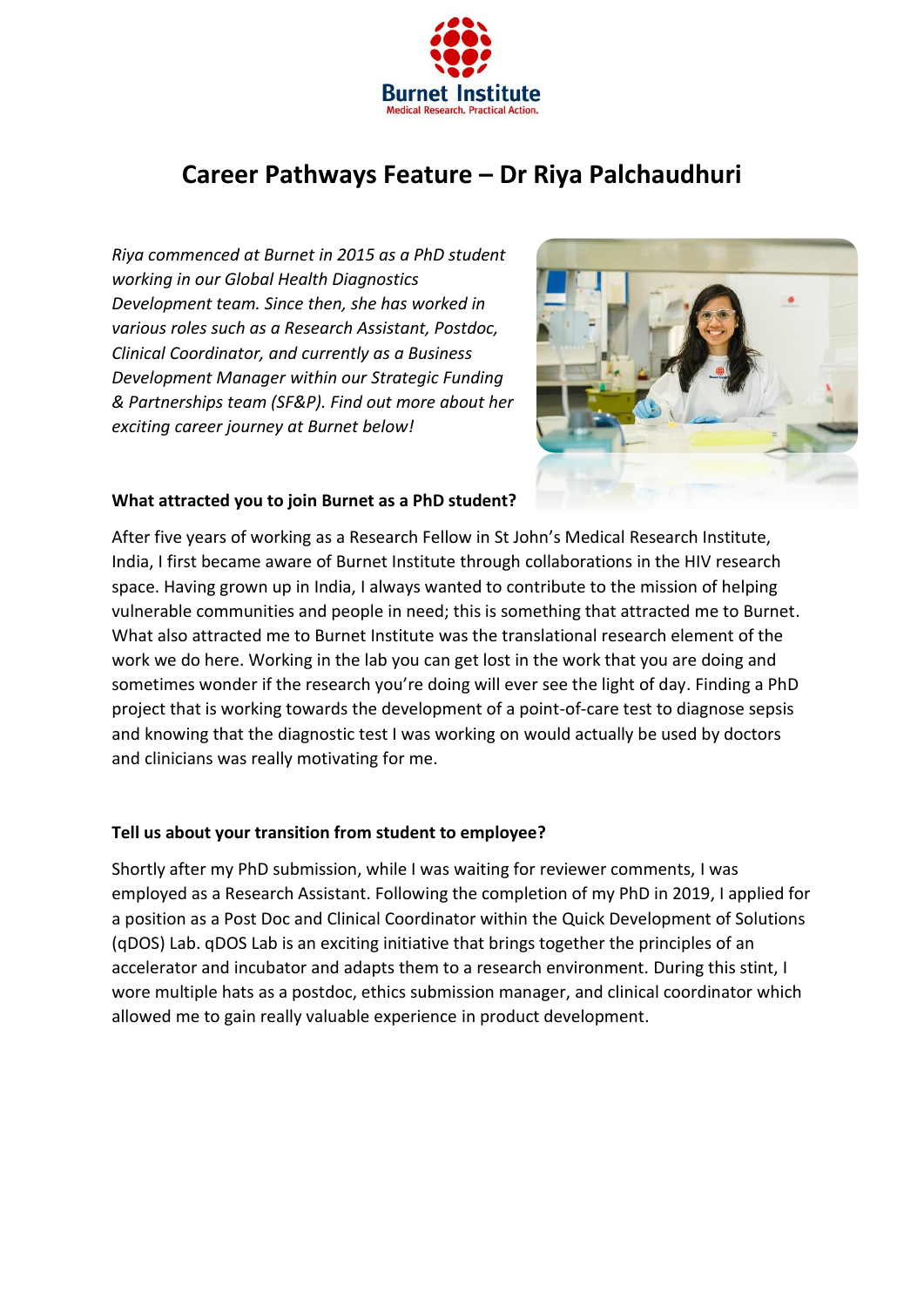# Career Pathways Feature – Dr Riya Palchaudhuri

*Riya commenced at Burnet in 2015 as a PhD student working in our Global Health Diagnostics Development team. Since then, she has worked in various roles such as a Research Assistant, Postdoc, Clinical Coordinator, and currently as a Business Development Manager within our Strategic Funding & Partnerships team (SF&P). Find out more about her exciting career journey at Burnet below!*

**What attracted you to join Burnet as a PhD student?**

After five years of working as a Research Fellow in St John's Medical Research Institute, India, I first became aware of Burnet Institute through collaborations in the HIV research space. Having grown up in India, I always wanted to contribute to the mission of helping vulnerable communities and people in need; this is something that attracted me to Burnet. What also attracted me to Burnet Institute was the translational research element of the work we do here. Working in the lab you can get lost in the work that you are doing and sometimes wonder if the research you're doing will ever see the light of day. Finding a PhD project that is working towards the development of a point-of-care test to diagnose sepsis and knowing that the diagnostic test I was working on would actually be used by doctors and clinicians was really motivating for me.

**Tell us about your transition from student to employee?**

Shortly after my PhD submission, while I was waiting for reviewer comments, I was employed as a Research Assistant. Following the completion of my PhD in 2019, I applied for a position as a Post Doc and Clinical Coordinator within the Quick Development of Solutions (qDOS) Lab. qDOS Lab is an exciting initiative that brings together the principles of an accelerator and incubator and adapts them to a research environment. During this stint, I wore multiple hats as a postdoc, ethics submission manager, and clinical coordinator which allowed me to gain really valuable experience in product development.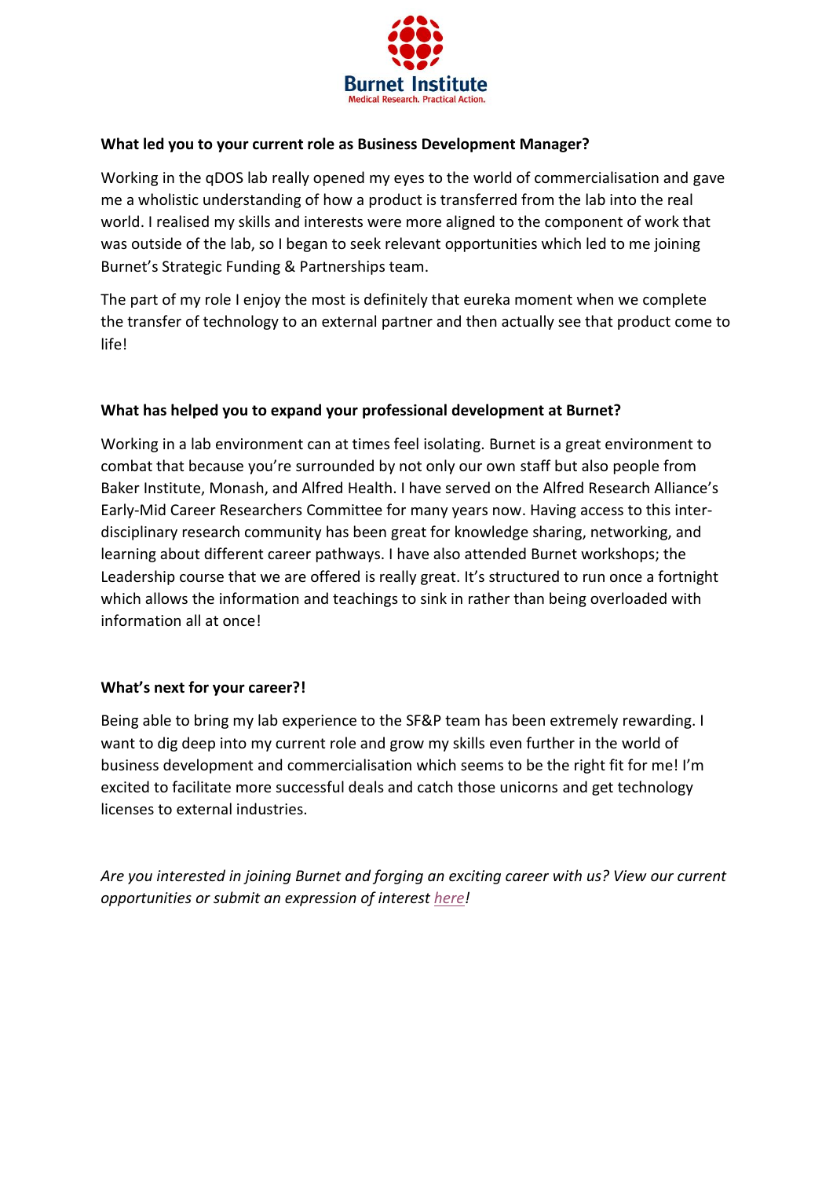**What led you to your current role as Business Development Manager?**

Working in the qDOS lab really opened my eyes to the world of commercialisation and gave me a wholistic understanding of how a product is transferred from the lab into the real world. I realised my skills and interests were more aligned to the component of work that was outside of the lab, so I began to seek relevant opportunities which led to me joining Burnet's Strategic Funding & Partnerships team.

The part of my role I enjoy the most is definitely that eureka moment when we complete the transfer of technology to an external partner and then actually see that product come to life!

**What has helped you to expand your professional development at Burnet?**

Working in a lab environment can at times feel isolating. Burnet is a great environment to combat that because you're surrounded by not only our own staff but also people from Baker Institute, Monash, and Alfred Health. I have served on the Alfred Research Alliance's Early-Mid Career Researchers Committee for many years now. Having access to this inter-disciplinary research community has been great for knowledge sharing, networking, and learning about different career pathways. I have also attended Burnet workshops; the Leadership course that we are offered is really great. It's structured to run once a fortnight which allows the information and teachings to sink in rather than being overloaded with information all at once!

**What's next for your career?!**

Being able to bring my lab experience to the SF&P team has been extremely rewarding. I want to dig deep into my current role and grow my skills even further in the world of business development and commercialisation which seems to be the right fit for me! I'm excited to facilitate more successful deals and catch those unicorns and get technology licenses to external industries.

*Are you interested in joining Burnet and forging an exciting career with us? View our current opportunities or submit an expression of interest here!*